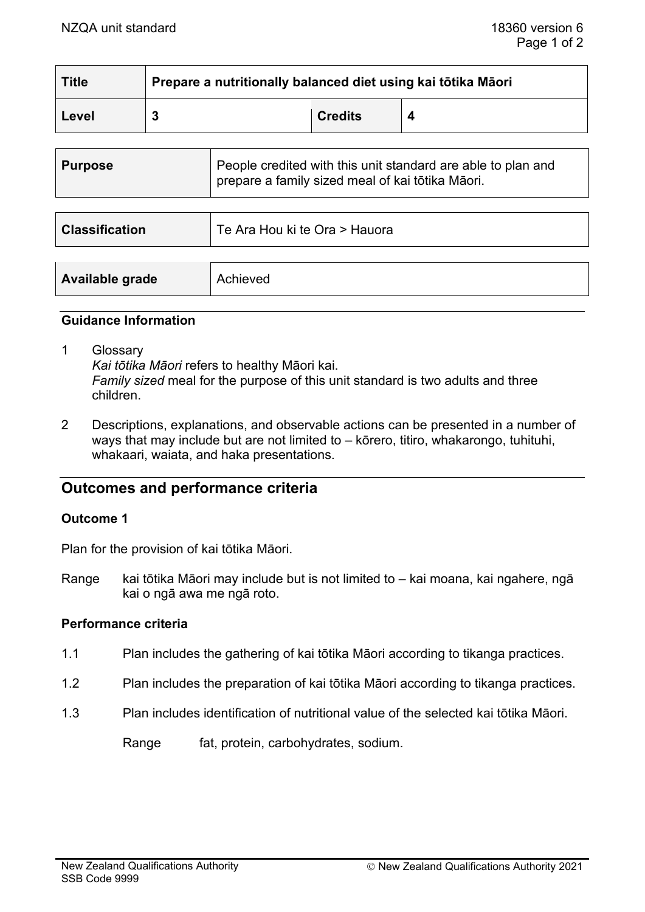| Title | Prepare a nutritionally balanced diet using kai tōtika Māori | | |
|---|---|---|---|
| Level | 3 | Credits | 4 |

| Purpose | People credited with this unit standard are able to plan and prepare a family sized meal of kai tōtika Māori. |
|---|---|

| Classification | Te Ara Hou ki te Ora > Hauora |
|---|---|

| Available grade | Achieved |
|---|---|

### Guidance Information

1 Glossary
*Kai tōtika Māori* refers to healthy Māori kai.
*Family sized* meal for the purpose of this unit standard is two adults and three children.

2 Descriptions, explanations, and observable actions can be presented in a number of ways that may include but are not limited to – kōrero, titiro, whakarongo, tuhituhi, whakaari, waiata, and haka presentations.

## Outcomes and performance criteria

### Outcome 1

Plan for the provision of kai tōtika Māori.

Range kai tōtika Māori may include but is not limited to – kai moana, kai ngahere, ngā kai o ngā awa me ngā roto.

### Performance criteria

1.1 Plan includes the gathering of kai tōtika Māori according to tikanga practices.

1.2 Plan includes the preparation of kai tōtika Māori according to tikanga practices.

1.3 Plan includes identification of nutritional value of the selected kai tōtika Māori.

Range fat, protein, carbohydrates, sodium.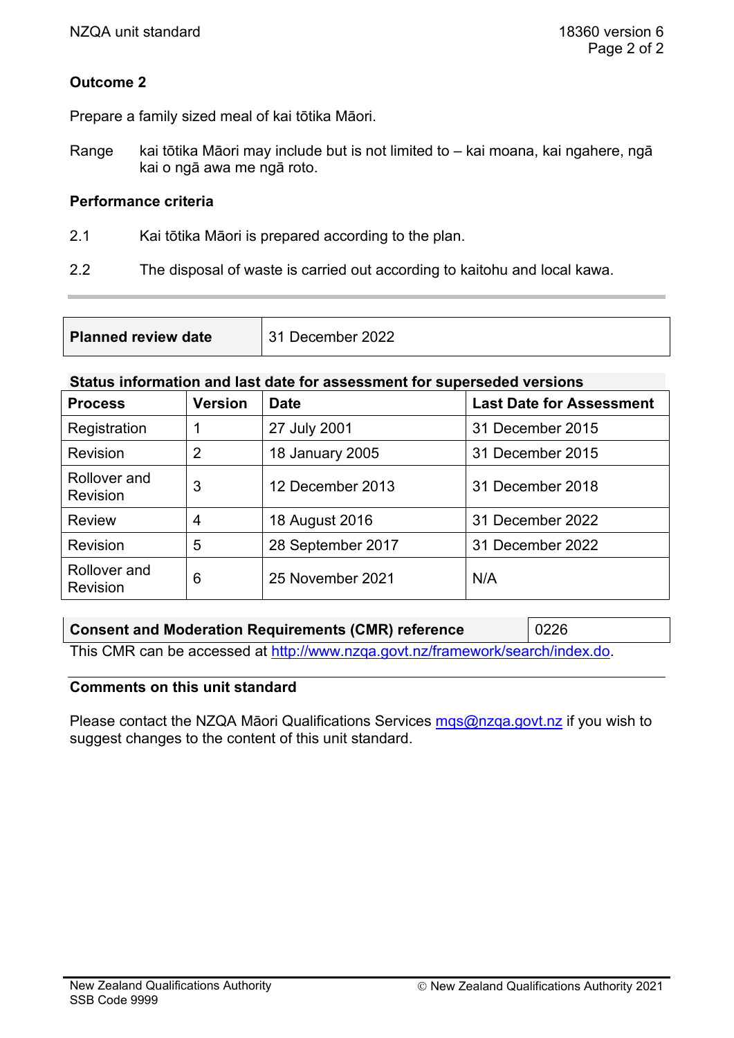## Outcome 2

Prepare a family sized meal of kai tōtika Māori.

Range kai tōtika Māori may include but is not limited to – kai moana, kai ngahere, ngā kai o ngā awa me ngā roto.

### Performance criteria

2.1 Kai tōtika Māori is prepared according to the plan.

2.2 The disposal of waste is carried out according to kaitohu and local kawa.

| | |
|---|---|
| **Planned review date** | 31 December 2022 |

**Status information and last date for assessment for superseded versions**

| Process | Version | Date | Last Date for Assessment |
|---|---|---|---|
| Registration | 1 | 27 July 2001 | 31 December 2015 |
| Revision | 2 | 18 January 2005 | 31 December 2015 |
| Rollover and Revision | 3 | 12 December 2013 | 31 December 2018 |
| Review | 4 | 18 August 2016 | 31 December 2022 |
| Revision | 5 | 28 September 2017 | 31 December 2022 |
| Rollover and Revision | 6 | 25 November 2021 | N/A |

| | |
|---|---|
| **Consent and Moderation Requirements (CMR) reference** | 0226 |

This CMR can be accessed at http://www.nzqa.govt.nz/framework/search/index.do.

### Comments on this unit standard

Please contact the NZQA Māori Qualifications Services mqs@nzqa.govt.nz if you wish to suggest changes to the content of this unit standard.